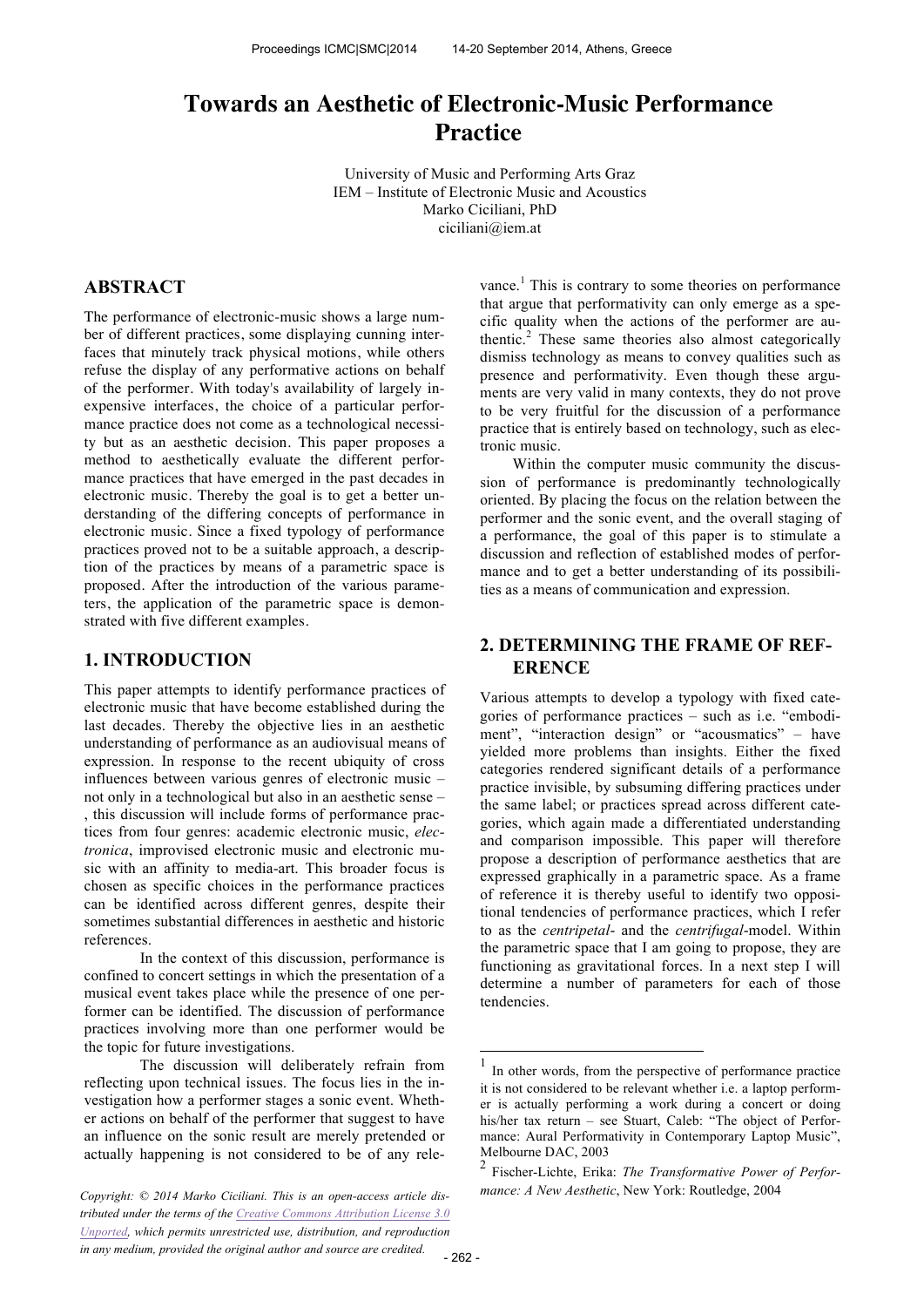# Towards an Aesthetic of Electronic-Music Performance Practice

University of Music and Performing Arts Graz
IEM – Institute of Electronic Music and Acoustics
Marko Ciciliani, PhD
ciciliani@iem.at

## ABSTRACT

The performance of electronic-music shows a large number of different practices, some displaying cunning interfaces that minutely track physical motions, while others refuse the display of any performative actions on behalf of the performer. With today's availability of largely inexpensive interfaces, the choice of a particular performance practice does not come as a technological necessity but as an aesthetic decision. This paper proposes a method to aesthetically evaluate the different performance practices that have emerged in the past decades in electronic music. Thereby the goal is to get a better understanding of the differing concepts of performance in electronic music. Since a fixed typology of performance practices proved not to be a suitable approach, a description of the practices by means of a parametric space is proposed. After the introduction of the various parameters, the application of the parametric space is demonstrated with five different examples.

## 1. INTRODUCTION

This paper attempts to identify performance practices of electronic music that have become established during the last decades. Thereby the objective lies in an aesthetic understanding of performance as an audiovisual means of expression. In response to the recent ubiquity of cross influences between various genres of electronic music – not only in a technological but also in an aesthetic sense – , this discussion will include forms of performance practices from four genres: academic electronic music, *electronica*, improvised electronic music and electronic music with an affinity to media-art. This broader focus is chosen as specific choices in the performance practices can be identified across different genres, despite their sometimes substantial differences in aesthetic and historic references.

In the context of this discussion, performance is confined to concert settings in which the presentation of a musical event takes place while the presence of one performer can be identified. The discussion of performance practices involving more than one performer would be the topic for future investigations.

The discussion will deliberately refrain from reflecting upon technical issues. The focus lies in the investigation how a performer stages a sonic event. Whether actions on behalf of the performer that suggest to have an influence on the sonic result are merely pretended or actually happening is not considered to be of any relevance.[1] This is contrary to some theories on performance that argue that performativity can only emerge as a specific quality when the actions of the performer are authentic.[2] These same theories also almost categorically dismiss technology as means to convey qualities such as presence and performativity. Even though these arguments are very valid in many contexts, they do not prove to be very fruitful for the discussion of a performance practice that is entirely based on technology, such as electronic music.

Within the computer music community the discussion of performance is predominantly technologically oriented. By placing the focus on the relation between the performer and the sonic event, and the overall staging of a performance, the goal of this paper is to stimulate a discussion and reflection of established modes of performance and to get a better understanding of its possibilities as a means of communication and expression.

## 2. DETERMINING THE FRAME OF REFERENCE

Various attempts to develop a typology with fixed categories of performance practices – such as i.e. "embodiment", "interaction design" or "acousmatics" – have yielded more problems than insights. Either the fixed categories rendered significant details of a performance practice invisible, by subsuming differing practices under the same label; or practices spread across different categories, which again made a differentiated understanding and comparison impossible. This paper will therefore propose a description of performance aesthetics that are expressed graphically in a parametric space. As a frame of reference it is thereby useful to identify two oppositional tendencies of performance practices, which I refer to as the *centripetal*- and the *centrifugal*-model. Within the parametric space that I am going to propose, they are functioning as gravitational forces. In a next step I will determine a number of parameters for each of those tendencies.

---

[1] In other words, from the perspective of performance practice it is not considered to be relevant whether i.e. a laptop performer is actually performing a work during a concert or doing his/her tax return – see Stuart, Caleb: "The object of Performance: Aural Performativity in Contemporary Laptop Music", Melbourne DAC, 2003

[2] Fischer-Lichte, Erika: *The Transformative Power of Performance: A New Aesthetic*, New York: Routledge, 2004

*Copyright: © 2014 Marko Ciciliani. This is an open-access article distributed under the terms of the Creative Commons Attribution License 3.0 Unported, which permits unrestricted use, distribution, and reproduction in any medium, provided the original author and source are credited.*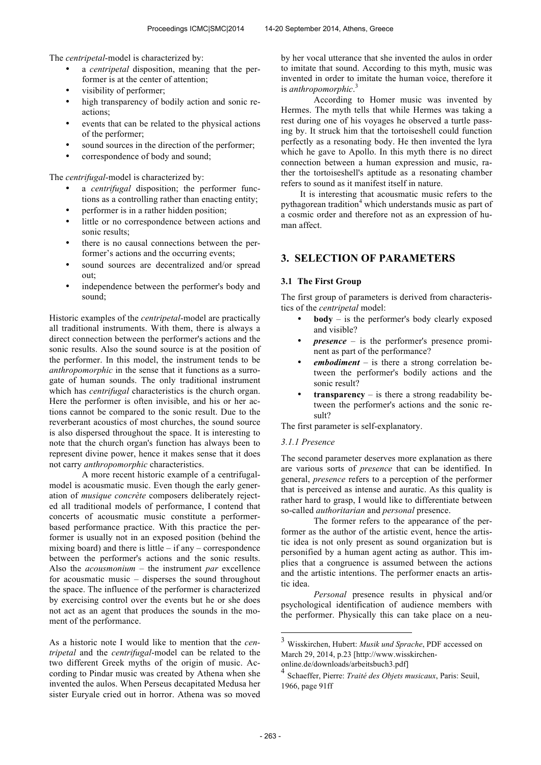The *centripetal*-model is characterized by:

- a *centripetal* disposition, meaning that the performer is at the center of attention;
- visibility of performer;
- high transparency of bodily action and sonic reactions;
- events that can be related to the physical actions of the performer;
- sound sources in the direction of the performer;
- correspondence of body and sound;

The *centrifugal*-model is characterized by:

- a *centrifugal* disposition; the performer functions as a controlling rather than enacting entity;
- performer is in a rather hidden position;
- little or no correspondence between actions and sonic results;
- there is no causal connections between the performer's actions and the occurring events;
- sound sources are decentralized and/or spread out;
- independence between the performer's body and sound;

Historic examples of the *centripetal*-model are practically all traditional instruments. With them, there is always a direct connection between the performer's actions and the sonic results. Also the sound source is at the position of the performer. In this model, the instrument tends to be *anthropomorphic* in the sense that it functions as a surrogate of human sounds. The only traditional instrument which has *centrifugal* characteristics is the church organ. Here the performer is often invisible, and his or her actions cannot be compared to the sonic result. Due to the reverberant acoustics of most churches, the sound source is also dispersed throughout the space. It is interesting to note that the church organ's function has always been to represent divine power, hence it makes sense that it does not carry *anthropomorphic* characteristics.

A more recent historic example of a centrifugal-model is acousmatic music. Even though the early generation of *musique concrète* composers deliberately rejected all traditional models of performance, I contend that concerts of acousmatic music constitute a performer-based performance practice. With this practice the performer is usually not in an exposed position (behind the mixing board) and there is little – if any – correspondence between the performer's actions and the sonic results. Also the *acousmonium* – the instrument *par* excellence for acousmatic music – disperses the sound throughout the space. The influence of the performer is characterized by exercising control over the events but he or she does not act as an agent that produces the sounds in the moment of the performance.

As a historic note I would like to mention that the *centripetal* and the *centrifugal*-model can be related to the two different Greek myths of the origin of music. According to Pindar music was created by Athena when she invented the aulos. When Perseus decapitated Medusa her sister Euryale cried out in horror. Athena was so moved by her vocal utterance that she invented the aulos in order to imitate that sound. According to this myth, music was invented in order to imitate the human voice, therefore it is *anthropomorphic*.[3]

According to Homer music was invented by Hermes. The myth tells that while Hermes was taking a rest during one of his voyages he observed a turtle passing by. It struck him that the tortoiseshell could function perfectly as a resonating body. He then invented the lyra which he gave to Apollo. In this myth there is no direct connection between a human expression and music, rather the tortoiseshell's aptitude as a resonating chamber refers to sound as it manifest itself in nature.

It is interesting that acousmatic music refers to the pythagorean tradition[4] which understands music as part of a cosmic order and therefore not as an expression of human affect.

## 3. SELECTION OF PARAMETERS

### 3.1 The First Group

The first group of parameters is derived from characteristics of the *centripetal* model:

- **body** – is the performer's body clearly exposed and visible?
- ***presence*** – is the performer's presence prominent as part of the performance?
- ***embodiment*** – is there a strong correlation between the performer's bodily actions and the sonic result?
- **transparency** – is there a strong readability between the performer's actions and the sonic result?

The first parameter is self-explanatory.

#### *3.1.1 Presence*

The second parameter deserves more explanation as there are various sorts of *presence* that can be identified. In general, *presence* refers to a perception of the performer that is perceived as intense and auratic. As this quality is rather hard to grasp, I would like to differentiate between so-called *authoritarian* and *personal* presence.

The former refers to the appearance of the performer as the author of the artistic event, hence the artistic idea is not only present as sound organization but is personified by a human agent acting as author. This implies that a congruence is assumed between the actions and the artistic intentions. The performer enacts an artistic idea.

*Personal* presence results in physical and/or psychological identification of audience members with the performer. Physically this can take place on a neu-

---

[3] Wisskirchen, Hubert: *Musik und Sprache*, PDF accessed on March 29, 2014, p.23 [http://www.wisskirchen-online.de/downloads/arbeitsbuch3.pdf]

[4] Schaeffer, Pierre: *Traité des Objets musicaux*, Paris: Seuil, 1966, page 91ff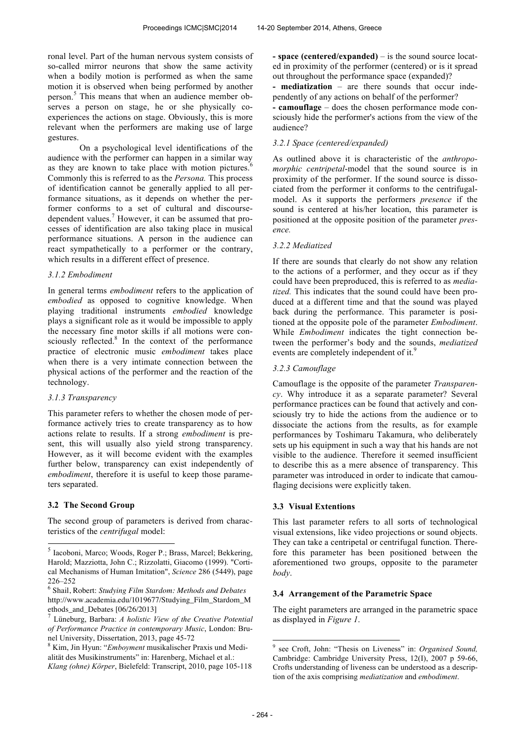ronal level. Part of the human nervous system consists of so-called mirror neurons that show the same activity when a bodily motion is performed as when the same motion it is observed when being performed by another person.[5] This means that when an audience member observes a person on stage, he or she physically co-experiences the actions on stage. Obviously, this is more relevant when the performers are making use of large gestures.

On a psychological level identifications of the audience with the performer can happen in a similar way as they are known to take place with motion pictures.[6] Commonly this is referred to as the *Persona.* This process of identification cannot be generally applied to all performance situations, as it depends on whether the performer conforms to a set of cultural and discourse-dependent values.[7] However, it can be assumed that processes of identification are also taking place in musical performance situations. A person in the audience can react sympathetically to a performer or the contrary, which results in a different effect of presence.

#### *3.1.2 Embodiment*

In general terms *embodiment* refers to the application of *embodied* as opposed to cognitive knowledge. When playing traditional instruments *embodied* knowledge plays a significant role as it would be impossible to apply the necessary fine motor skills if all motions were consciously reflected.[8] In the context of the performance practice of electronic music *embodiment* takes place when there is a very intimate connection between the physical actions of the performer and the reaction of the technology.

#### *3.1.3 Transparency*

This parameter refers to whether the chosen mode of performance actively tries to create transparency as to how actions relate to results. If a strong *embodiment* is present, this will usually also yield strong transparency. However, as it will become evident with the examples further below, transparency can exist independently of *embodiment*, therefore it is useful to keep those parameters separated.

### 3.2 The Second Group

The second group of parameters is derived from characteristics of the *centrifugal* model:

**- space (centered/expanded)** – is the sound source located in proximity of the performer (centered) or is it spread out throughout the performance space (expanded)?

**- mediatization** – are there sounds that occur independently of any actions on behalf of the performer?

**- camouflage** – does the chosen performance mode consciously hide the performer's actions from the view of the audience?

#### *3.2.1 Space (centered/expanded)*

As outlined above it is characteristic of the *anthropomorphic centripetal*-model that the sound source is in proximity of the performer. If the sound source is dissociated from the performer it conforms to the centrifugal-model. As it supports the performers *presence* if the sound is centered at his/her location, this parameter is positioned at the opposite position of the parameter *presence.*

#### *3.2.2 Mediatized*

If there are sounds that clearly do not show any relation to the actions of a performer, and they occur as if they could have been preproduced, this is referred to as *mediatized.* This indicates that the sound could have been produced at a different time and that the sound was played back during the performance. This parameter is positioned at the opposite pole of the parameter *Embodiment*. While *Embodiment* indicates the tight connection between the performer's body and the sounds, *mediatized* events are completely independent of it.[9]

#### *3.2.3 Camouflage*

Camouflage is the opposite of the parameter *Transparency*. Why introduce it as a separate parameter? Several performance practices can be found that actively and consciously try to hide the actions from the audience or to dissociate the actions from the results, as for example performances by Toshimaru Takamura, who deliberately sets up his equipment in such a way that his hands are not visible to the audience. Therefore it seemed insufficient to describe this as a mere absence of transparency. This parameter was introduced in order to indicate that camouflaging decisions were explicitly taken.

### 3.3 Visual Extentions

This last parameter refers to all sorts of technological visual extensions, like video projections or sound objects. They can take a centripetal or centrifugal function. Therefore this parameter has been positioned between the aforementioned two groups, opposite to the parameter *body*.

### 3.4 Arrangement of the Parametric Space

The eight parameters are arranged in the parametric space as displayed in *Figure 1*.

---

[5] Iacoboni, Marco; Woods, Roger P.; Brass, Marcel; Bekkering, Harold; Mazziotta, John C.; Rizzolatti, Giacomo (1999). "Cortical Mechanisms of Human Imitation", *Science* 286 (5449), page 226–252

[6] Shail, Robert: *Studying Film Stardom: Methods and Debates* http://www.academia.edu/1019677/Studying_Film_Stardom_Methods_and_Debates [06/26/2013]

[7] Lüneburg, Barbara: *A holistic View of the Creative Potential of Performance Practice in contemporary Music*, London: Brunel University, Dissertation, 2013, page 45-72

[8] Kim, Jin Hyun: "*Emboyment* musikalischer Praxis und Medialität des Musikinstruments" in: Harenberg, Michael et al.: *Klang (ohne) Körper*, Bielefeld: Transcript, 2010, page 105-118

[9] see Croft, John: "Thesis on Liveness" in: *Organised Sound,* Cambridge: Cambridge University Press, 12(I), 2007 p 59-66, Crofts understanding of liveness can be understood as a description of the axis comprising *mediatization* and *embodiment*.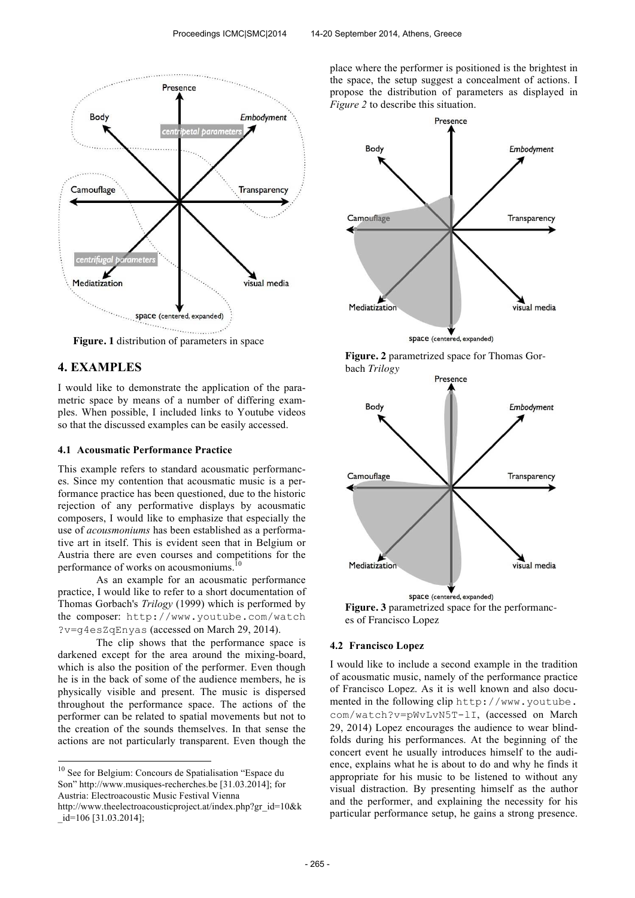**Figure. 1** distribution of parameters in space

## 4. EXAMPLES

I would like to demonstrate the application of the parametric space by means of a number of differing examples. When possible, I included links to Youtube videos so that the discussed examples can be easily accessed.

### 4.1 Acousmatic Performance Practice

This example refers to standard acousmatic performances. Since my contention that acousmatic music is a performance practice has been questioned, due to the historic rejection of any performative displays by acousmatic composers, I would like to emphasize that especially the use of *acousmoniums* has been established as a performative art in itself. This is evident seen that in Belgium or Austria there are even courses and competitions for the performance of works on acousmoniums.[10]

As an example for an acousmatic performance practice, I would like to refer to a short documentation of Thomas Gorbach's *Trilogy* (1999) which is performed by the composer: `http://www.youtube.com/watch?v=g4esZqEnyas` (accessed on March 29, 2014).

The clip shows that the performance space is darkened except for the area around the mixing-board, which is also the position of the performer. Even though he is in the back of some of the audience members, he is physically visible and present. The music is dispersed throughout the performance space. The actions of the performer can be related to spatial movements but not to the creation of the sounds themselves. In that sense the actions are not particularly transparent. Even though the place where the performer is positioned is the brightest in the space, the setup suggest a concealment of actions. I propose the distribution of parameters as displayed in *Figure 2* to describe this situation.

**Figure. 2** parametrized space for Thomas Gorbach *Trilogy*

**Figure. 3** parametrized space for the performances of Francisco Lopez

### 4.2 Francisco Lopez

I would like to include a second example in the tradition of acousmatic music, namely of the performance practice of Francisco Lopez. As it is well known and also documented in the following clip `http://www.youtube.com/watch?v=pWvLvN5T-lI`, (accessed on March 29, 2014) Lopez encourages the audience to wear blindfolds during his performances. At the beginning of the concert event he usually introduces himself to the audience, explains what he is about to do and why he finds it appropriate for his music to be listened to without any visual distraction. By presenting himself as the author and the performer, and explaining the necessity for his particular performance setup, he gains a strong presence.

[10] See for Belgium: Concours de Spatialisation "Espace du Son" http://www.musiques-recherches.be [31.03.2014]; for Austria: Electroacoustic Music Festival Vienna http://www.theelectroacousticproject.at/index.php?gr_id=10&k_id=106 [31.03.2014];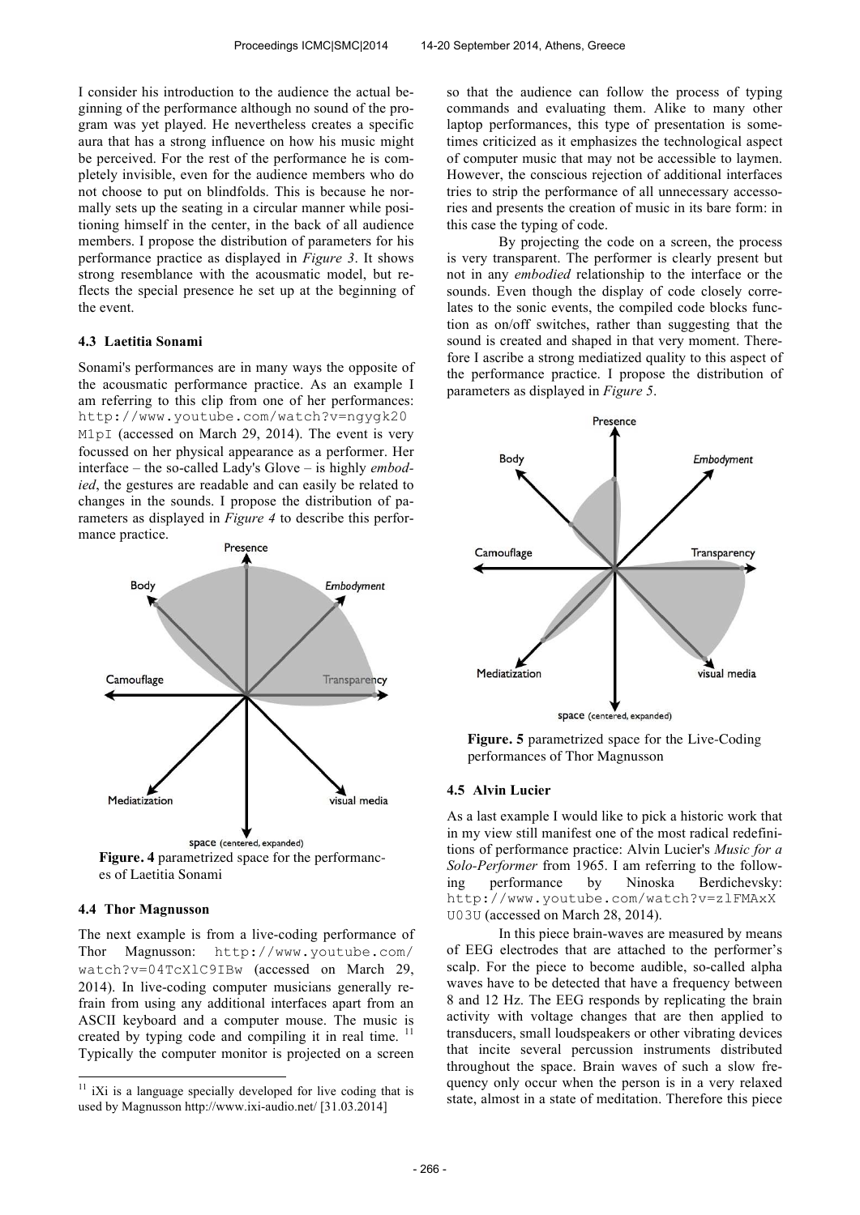I consider his introduction to the audience the actual beginning of the performance although no sound of the program was yet played. He nevertheless creates a specific aura that has a strong influence on how his music might be perceived. For the rest of the performance he is completely invisible, even for the audience members who do not choose to put on blindfolds. This is because he normally sets up the seating in a circular manner while positioning himself in the center, in the back of all audience members. I propose the distribution of parameters for his performance practice as displayed in *Figure 3*. It shows strong resemblance with the acousmatic model, but reflects the special presence he set up at the beginning of the event.

### 4.3 Laetitia Sonami

Sonami's performances are in many ways the opposite of the acousmatic performance practice. As an example I am referring to this clip from one of her performances: `http://www.youtube.com/watch?v=ngygk20M1pI` (accessed on March 29, 2014). The event is very focussed on her physical appearance as a performer. Her interface – the so-called Lady's Glove – is highly *embodied*, the gestures are readable and can easily be related to changes in the sounds. I propose the distribution of parameters as displayed in *Figure 4* to describe this performance practice.

**Figure. 4** parametrized space for the performances of Laetitia Sonami

### 4.4 Thor Magnusson

The next example is from a live-coding performance of Thor Magnusson: `http://www.youtube.com/watch?v=04TcXlC9IBw` (accessed on March 29, 2014). In live-coding computer musicians generally refrain from using any additional interfaces apart from an ASCII keyboard and a computer mouse. The music is created by typing code and compiling it in real time. [11] Typically the computer monitor is projected on a screen so that the audience can follow the process of typing commands and evaluating them. Alike to many other laptop performances, this type of presentation is sometimes criticized as it emphasizes the technological aspect of computer music that may not be accessible to laymen. However, the conscious rejection of additional interfaces tries to strip the performance of all unnecessary accessories and presents the creation of music in its bare form: in this case the typing of code.

By projecting the code on a screen, the process is very transparent. The performer is clearly present but not in any *embodied* relationship to the interface or the sounds. Even though the display of code closely correlates to the sonic events, the compiled code blocks function as on/off switches, rather than suggesting that the sound is created and shaped in that very moment. Therefore I ascribe a strong mediatized quality to this aspect of the performance practice. I propose the distribution of parameters as displayed in *Figure 5*.

**Figure. 5** parametrized space for the Live-Coding performances of Thor Magnusson

### 4.5 Alvin Lucier

As a last example I would like to pick a historic work that in my view still manifest one of the most radical redefinitions of performance practice: Alvin Lucier's *Music for a Solo-Performer* from 1965. I am referring to the following performance by Ninoska Berdichevsky: `http://www.youtube.com/watch?v=zlFMAxXU03U` (accessed on March 28, 2014).

In this piece brain-waves are measured by means of EEG electrodes that are attached to the performer's scalp. For the piece to become audible, so-called alpha waves have to be detected that have a frequency between 8 and 12 Hz. The EEG responds by replicating the brain activity with voltage changes that are then applied to transducers, small loudspeakers or other vibrating devices that incite several percussion instruments distributed throughout the space. Brain waves of such a slow frequency only occur when the person is in a very relaxed state, almost in a state of meditation. Therefore this piece

[11] iXi is a language specially developed for live coding that is used by Magnusson http://www.ixi-audio.net/ [31.03.2014]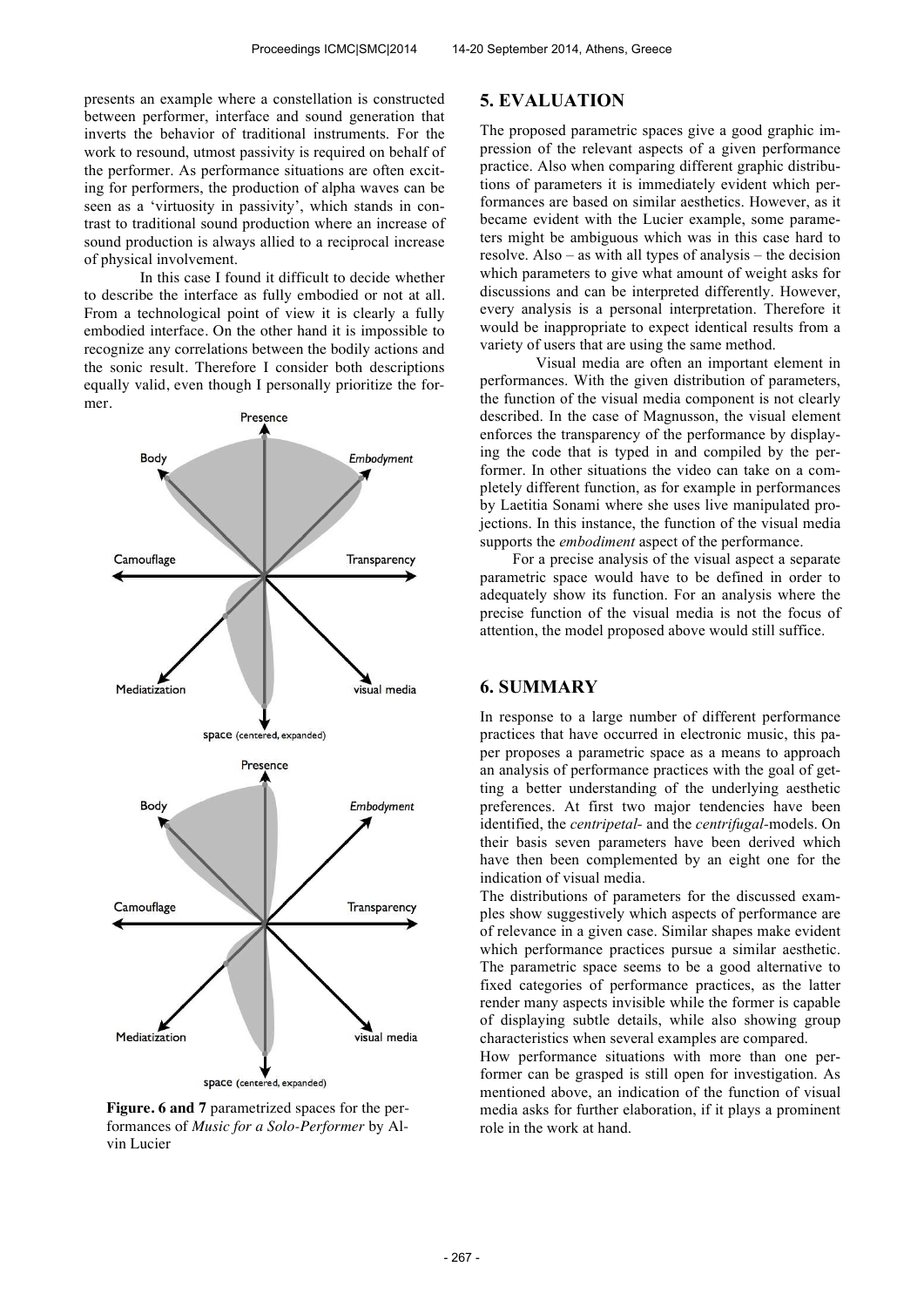presents an example where a constellation is constructed between performer, interface and sound generation that inverts the behavior of traditional instruments. For the work to resound, utmost passivity is required on behalf of the performer. As performance situations are often exciting for performers, the production of alpha waves can be seen as a 'virtuosity in passivity', which stands in contrast to traditional sound production where an increase of sound production is always allied to a reciprocal increase of physical involvement.

In this case I found it difficult to decide whether to describe the interface as fully embodied or not at all. From a technological point of view it is clearly a fully embodied interface. On the other hand it is impossible to recognize any correlations between the bodily actions and the sonic result. Therefore I consider both descriptions equally valid, even though I personally prioritize the former.

**Figure. 6 and 7** parametrized spaces for the performances of *Music for a Solo-Performer* by Alvin Lucier

## 5. EVALUATION

The proposed parametric spaces give a good graphic impression of the relevant aspects of a given performance practice. Also when comparing different graphic distributions of parameters it is immediately evident which performances are based on similar aesthetics. However, as it became evident with the Lucier example, some parameters might be ambiguous which was in this case hard to resolve. Also – as with all types of analysis – the decision which parameters to give what amount of weight asks for discussions and can be interpreted differently. However, every analysis is a personal interpretation. Therefore it would be inappropriate to expect identical results from a variety of users that are using the same method.

Visual media are often an important element in performances. With the given distribution of parameters, the function of the visual media component is not clearly described. In the case of Magnusson, the visual element enforces the transparency of the performance by displaying the code that is typed in and compiled by the performer. In other situations the video can take on a completely different function, as for example in performances by Laetitia Sonami where she uses live manipulated projections. In this instance, the function of the visual media supports the *embodiment* aspect of the performance.

For a precise analysis of the visual aspect a separate parametric space would have to be defined in order to adequately show its function. For an analysis where the precise function of the visual media is not the focus of attention, the model proposed above would still suffice.

## 6. SUMMARY

In response to a large number of different performance practices that have occurred in electronic music, this paper proposes a parametric space as a means to approach an analysis of performance practices with the goal of getting a better understanding of the underlying aesthetic preferences. At first two major tendencies have been identified, the *centripetal-* and the *centrifugal*-models. On their basis seven parameters have been derived which have then been complemented by an eight one for the indication of visual media.

The distributions of parameters for the discussed examples show suggestively which aspects of performance are of relevance in a given case. Similar shapes make evident which performance practices pursue a similar aesthetic. The parametric space seems to be a good alternative to fixed categories of performance practices, as the latter render many aspects invisible while the former is capable of displaying subtle details, while also showing group characteristics when several examples are compared.

How performance situations with more than one performer can be grasped is still open for investigation. As mentioned above, an indication of the function of visual media asks for further elaboration, if it plays a prominent role in the work at hand.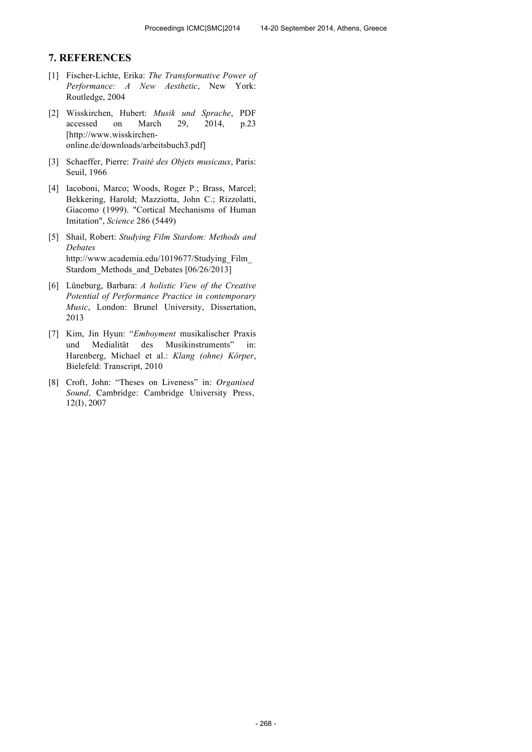## 7. REFERENCES

[1] Fischer-Lichte, Erika: *The Transformative Power of Performance: A New Aesthetic*, New York: Routledge, 2004

[2] Wisskirchen, Hubert: *Musik und Sprache*, PDF accessed on March 29, 2014, p.23 [http://www.wisskirchen-online.de/downloads/arbeitsbuch3.pdf]

[3] Schaeffer, Pierre: *Traité des Objets musicaux*, Paris: Seuil, 1966

[4] Iacoboni, Marco; Woods, Roger P.; Brass, Marcel; Bekkering, Harold; Mazziotta, John C.; Rizzolatti, Giacomo (1999). "Cortical Mechanisms of Human Imitation", *Science* 286 (5449)

[5] Shail, Robert: *Studying Film Stardom: Methods and Debates* http://www.academia.edu/1019677/Studying_Film_Stardom_Methods_and_Debates [06/26/2013]

[6] Lüneburg, Barbara: *A holistic View of the Creative Potential of Performance Practice in contemporary Music*, London: Brunel University, Dissertation, 2013

[7] Kim, Jin Hyun: "*Emboyment* musikalischer Praxis und Medialität des Musikinstruments" in: Harenberg, Michael et al.: *Klang (ohne) Körper*, Bielefeld: Transcript, 2010

[8] Croft, John: "Theses on Liveness" in: *Organised Sound,* Cambridge: Cambridge University Press, 12(I), 2007